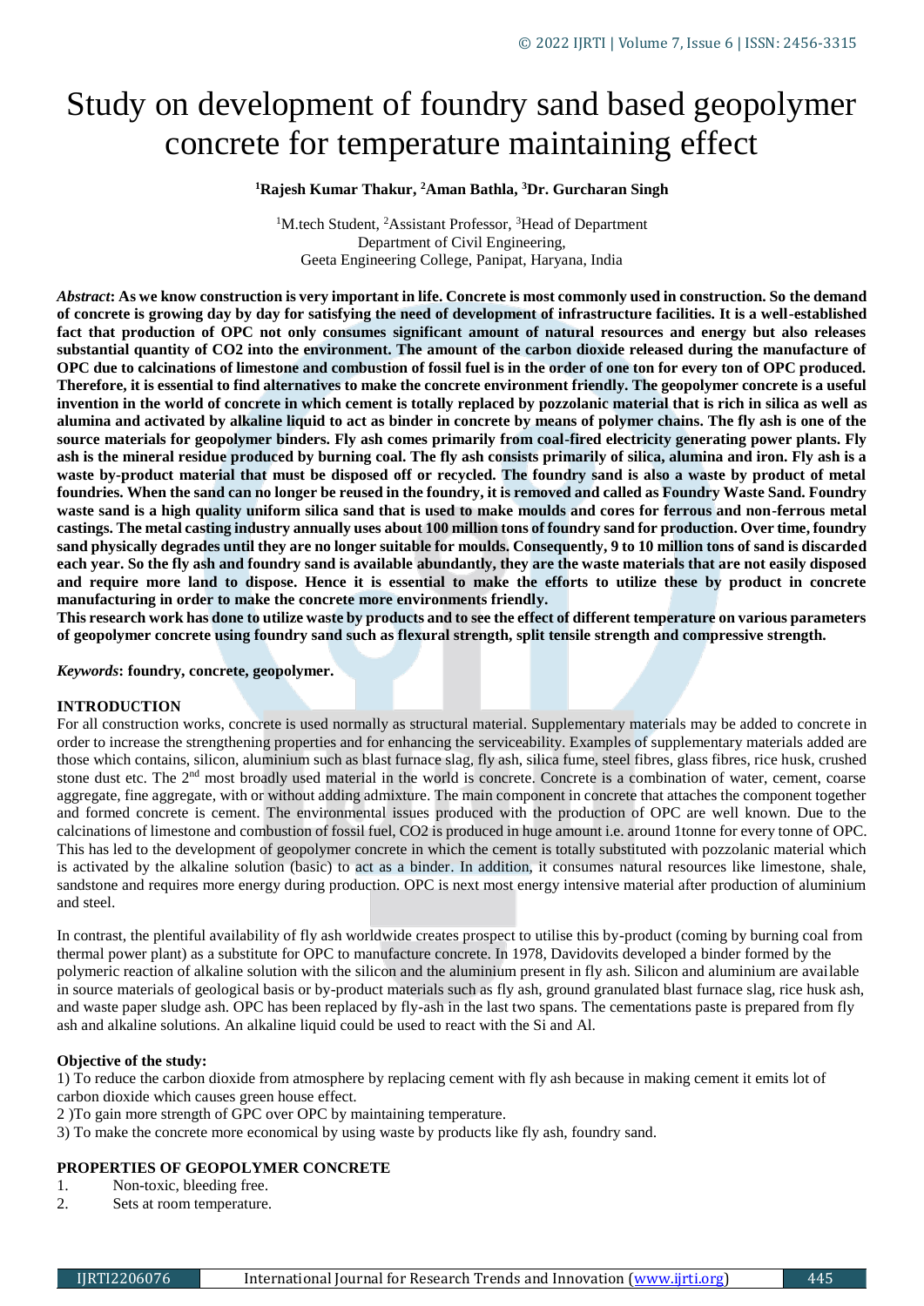# Study on development of foundry sand based geopolymer concrete for temperature maintaining effect

**[1]Rajesh Kumar Thakur, [2]Aman Bathla, [3]Dr. Gurcharan Singh**

[1]M.tech Student, [2]Assistant Professor, [3]Head of Department
Department of Civil Engineering,
Geeta Engineering College, Panipat, Haryana, India

***Abstract*: As we know construction is very important in life. Concrete is most commonly used in construction. So the demand of concrete is growing day by day for satisfying the need of development of infrastructure facilities. It is a well-established fact that production of OPC not only consumes significant amount of natural resources and energy but also releases substantial quantity of CO2 into the environment. The amount of the carbon dioxide released during the manufacture of OPC due to calcinations of limestone and combustion of fossil fuel is in the order of one ton for every ton of OPC produced. Therefore, it is essential to find alternatives to make the concrete environment friendly. The geopolymer concrete is a useful invention in the world of concrete in which cement is totally replaced by pozzolanic material that is rich in silica as well as alumina and activated by alkaline liquid to act as binder in concrete by means of polymer chains. The fly ash is one of the source materials for geopolymer binders. Fly ash comes primarily from coal-fired electricity generating power plants. Fly ash is the mineral residue produced by burning coal. The fly ash consists primarily of silica, alumina and iron. Fly ash is a waste by-product material that must be disposed off or recycled. The foundry sand is also a waste by product of metal foundries. When the sand can no longer be reused in the foundry, it is removed and called as Foundry Waste Sand. Foundry waste sand is a high quality uniform silica sand that is used to make moulds and cores for ferrous and non-ferrous metal castings. The metal casting industry annually uses about 100 million tons of foundry sand for production. Over time, foundry sand physically degrades until they are no longer suitable for moulds. Consequently, 9 to 10 million tons of sand is discarded each year. So the fly ash and foundry sand is available abundantly, they are the waste materials that are not easily disposed and require more land to dispose. Hence it is essential to make the efforts to utilize these by product in concrete manufacturing in order to make the concrete more environments friendly.**

**This research work has done to utilize waste by products and to see the effect of different temperature on various parameters of geopolymer concrete using foundry sand such as flexural strength, split tensile strength and compressive strength.**

***Keywords*: foundry, concrete, geopolymer.**

## INTRODUCTION

For all construction works, concrete is used normally as structural material. Supplementary materials may be added to concrete in order to increase the strengthening properties and for enhancing the serviceability. Examples of supplementary materials added are those which contains, silicon, aluminium such as blast furnace slag, fly ash, silica fume, steel fibres, glass fibres, rice husk, crushed stone dust etc. The 2nd most broadly used material in the world is concrete. Concrete is a combination of water, cement, coarse aggregate, fine aggregate, with or without adding admixture. The main component in concrete that attaches the component together and formed concrete is cement. The environmental issues produced with the production of OPC are well known. Due to the calcinations of limestone and combustion of fossil fuel, CO2 is produced in huge amount i.e. around 1tonne for every tonne of OPC. This has led to the development of geopolymer concrete in which the cement is totally substituted with pozzolanic material which is activated by the alkaline solution (basic) to act as a binder. In addition, it consumes natural resources like limestone, shale, sandstone and requires more energy during production. OPC is next most energy intensive material after production of aluminium and steel.

In contrast, the plentiful availability of fly ash worldwide creates prospect to utilise this by-product (coming by burning coal from thermal power plant) as a substitute for OPC to manufacture concrete. In 1978, Davidovits developed a binder formed by the polymeric reaction of alkaline solution with the silicon and the aluminium present in fly ash. Silicon and aluminium are available in source materials of geological basis or by-product materials such as fly ash, ground granulated blast furnace slag, rice husk ash, and waste paper sludge ash. OPC has been replaced by fly-ash in the last two spans. The cementations paste is prepared from fly ash and alkaline solutions. An alkaline liquid could be used to react with the Si and Al.

**Objective of the study:**

1) To reduce the carbon dioxide from atmosphere by replacing cement with fly ash because in making cement it emits lot of carbon dioxide which causes green house effect.

2 )To gain more strength of GPC over OPC by maintaining temperature.

3) To make the concrete more economical by using waste by products like fly ash, foundry sand.

## PROPERTIES OF GEOPOLYMER CONCRETE

1. Non-toxic, bleeding free.
2. Sets at room temperature.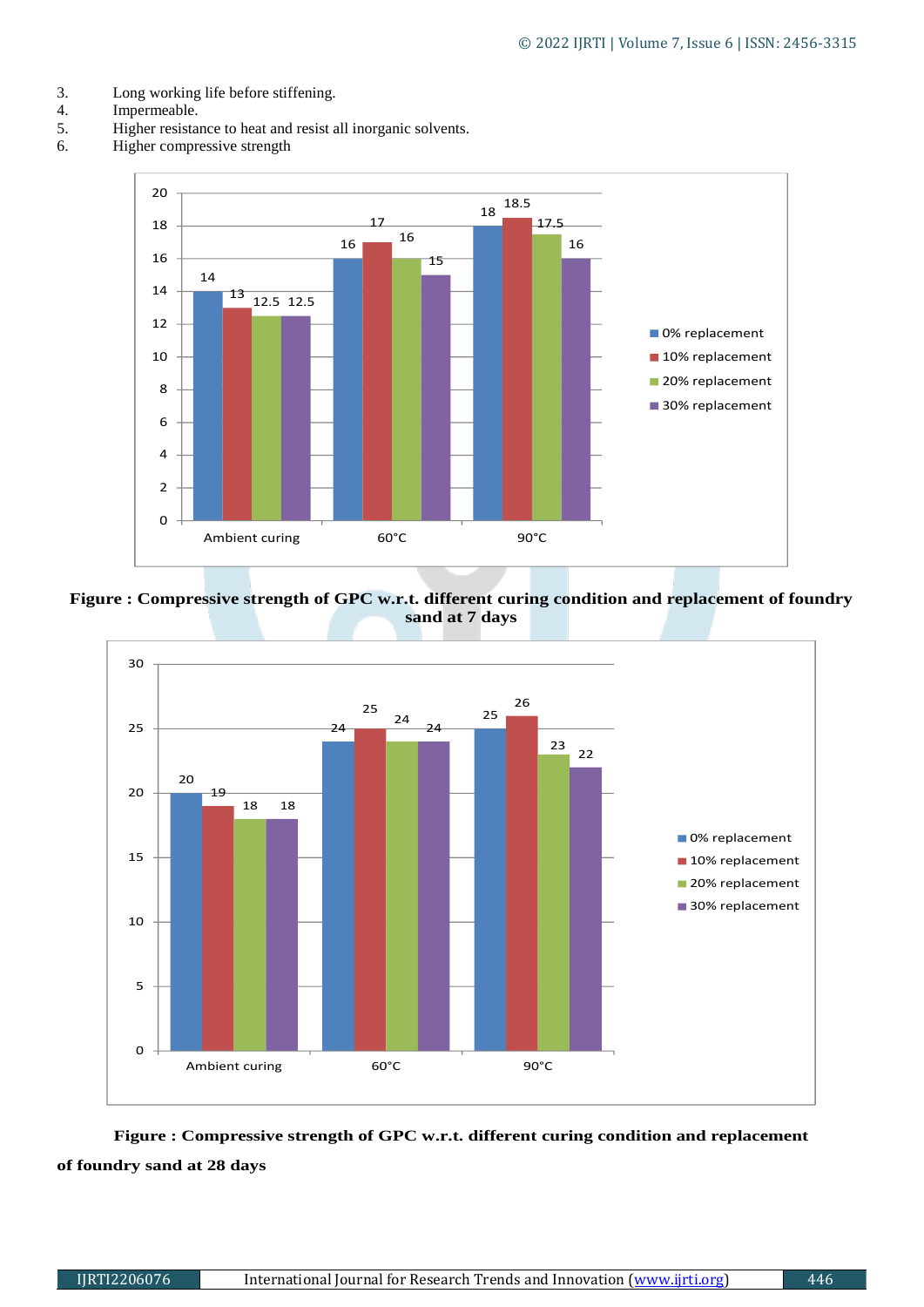3. Long working life before stiffening.
4. Impermeable.
5. Higher resistance to heat and resist all inorganic solvents.
6. Higher compressive strength

20
18
16
14
12
10
8
6
4
2
0

14 13 12.5 12.5
16 17 16 15
18 18.5 17.5 16

Ambient curing
60°C
90°C

0% replacement
10% replacement
20% replacement
30% replacement

**Figure : Compressive strength of GPC w.r.t. different curing condition and replacement of foundry sand at 7 days**

30
25
20
15
10
5
0

20 19 18 18
24 25 24 24
25 26 23 22

Ambient curing
60°C
90°C

0% replacement
10% replacement
20% replacement
30% replacement

**Figure : Compressive strength of GPC w.r.t. different curing condition and replacement of foundry sand at 28 days**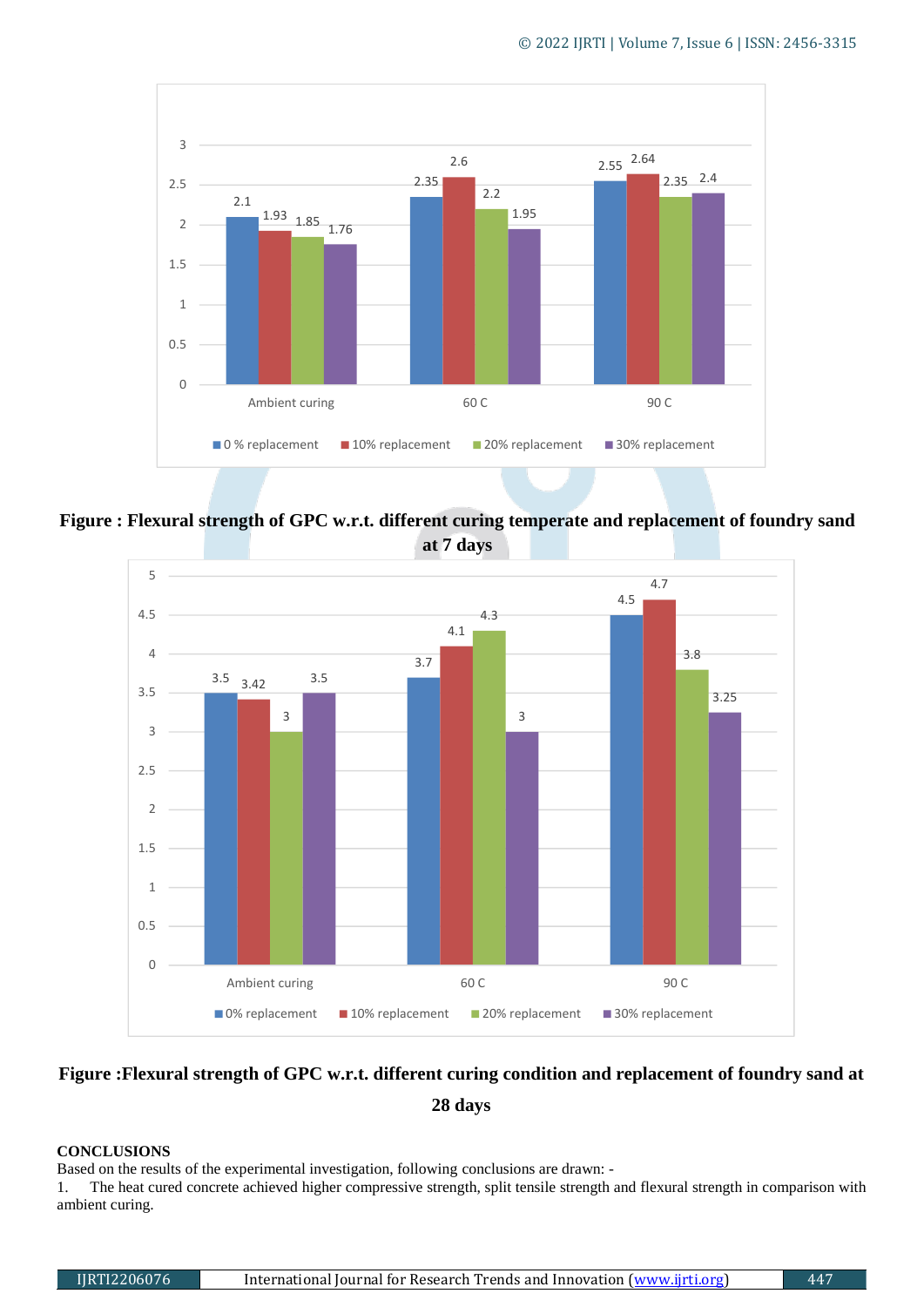Figure : Flexural strength of GPC w.r.t. different curing temperate and replacement of foundry sand at 7 days

Figure :Flexural strength of GPC w.r.t. different curing condition and replacement of foundry sand at 28 days

## CONCLUSIONS

Based on the results of the experimental investigation, following conclusions are drawn: -

1. The heat cured concrete achieved higher compressive strength, split tensile strength and flexural strength in comparison with ambient curing.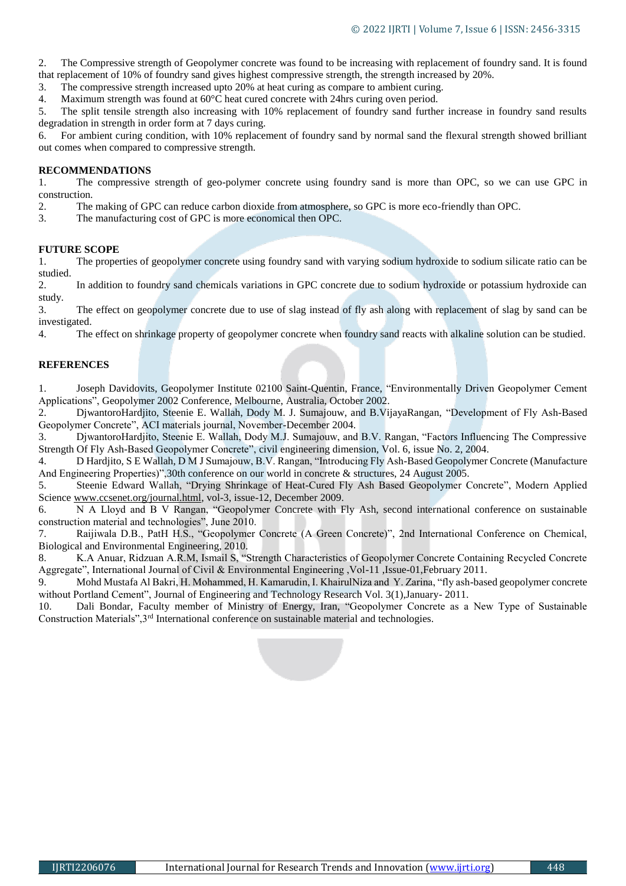2. The Compressive strength of Geopolymer concrete was found to be increasing with replacement of foundry sand. It is found that replacement of 10% of foundry sand gives highest compressive strength, the strength increased by 20%.
3. The compressive strength increased upto 20% at heat curing as compare to ambient curing.
4. Maximum strength was found at 60°C heat cured concrete with 24hrs curing oven period.
5. The split tensile strength also increasing with 10% replacement of foundry sand further increase in foundry sand results degradation in strength in order form at 7 days curing.
6. For ambient curing condition, with 10% replacement of foundry sand by normal sand the flexural strength showed brilliant out comes when compared to compressive strength.

## RECOMMENDATIONS

1. The compressive strength of geo-polymer concrete using foundry sand is more than OPC, so we can use GPC in construction.
2. The making of GPC can reduce carbon dioxide from atmosphere, so GPC is more eco-friendly than OPC.
3. The manufacturing cost of GPC is more economical then OPC.

## FUTURE SCOPE

1. The properties of geopolymer concrete using foundry sand with varying sodium hydroxide to sodium silicate ratio can be studied.
2. In addition to foundry sand chemicals variations in GPC concrete due to sodium hydroxide or potassium hydroxide can study.
3. The effect on geopolymer concrete due to use of slag instead of fly ash along with replacement of slag by sand can be investigated.
4. The effect on shrinkage property of geopolymer concrete when foundry sand reacts with alkaline solution can be studied.

## REFERENCES

1. Joseph Davidovits, Geopolymer Institute 02100 Saint-Quentin, France, "Environmentally Driven Geopolymer Cement Applications", Geopolymer 2002 Conference, Melbourne, Australia, October 2002.
2. DjwantoroHardjito, Steenie E. Wallah, Dody M. J. Sumajouw, and B.VijayaRangan, "Development of Fly Ash-Based Geopolymer Concrete", ACI materials journal, November-December 2004.
3. DjwantoroHardjito, Steenie E. Wallah, Dody M.J. Sumajouw, and B.V. Rangan, "Factors Influencing The Compressive Strength Of Fly Ash-Based Geopolymer Concrete", civil engineering dimension, Vol. 6, issue No. 2, 2004.
4. D Hardjito, S E Wallah, D M J Sumajouw, B.V. Rangan, "Introducing Fly Ash-Based Geopolymer Concrete (Manufacture And Engineering Properties)",30th conference on our world in concrete & structures, 24 August 2005.
5. Steenie Edward Wallah, "Drying Shrinkage of Heat-Cured Fly Ash Based Geopolymer Concrete", Modern Applied Science www.ccsenet.org/journal.html, vol-3, issue-12, December 2009.
6. N A Lloyd and B V Rangan, "Geopolymer Concrete with Fly Ash, second international conference on sustainable construction material and technologies", June 2010.
7. Raijiwala D.B., PatH H.S., "Geopolymer Concrete (A Green Concrete)", 2nd International Conference on Chemical, Biological and Environmental Engineering, 2010.
8. K.A Anuar, Ridzuan A.R.M, Ismail S, "Strength Characteristics of Geopolymer Concrete Containing Recycled Concrete Aggregate", International Journal of Civil & Environmental Engineering ,Vol-11 ,Issue-01,February 2011.
9. Mohd Mustafa Al Bakri, H. Mohammed, H. Kamarudin, I. KhairulNiza and Y. Zarina, "fly ash-based geopolymer concrete without Portland Cement", Journal of Engineering and Technology Research Vol. 3(1),January- 2011.
10. Dali Bondar, Faculty member of Ministry of Energy, Iran, "Geopolymer Concrete as a New Type of Sustainable Construction Materials",3rd International conference on sustainable material and technologies.